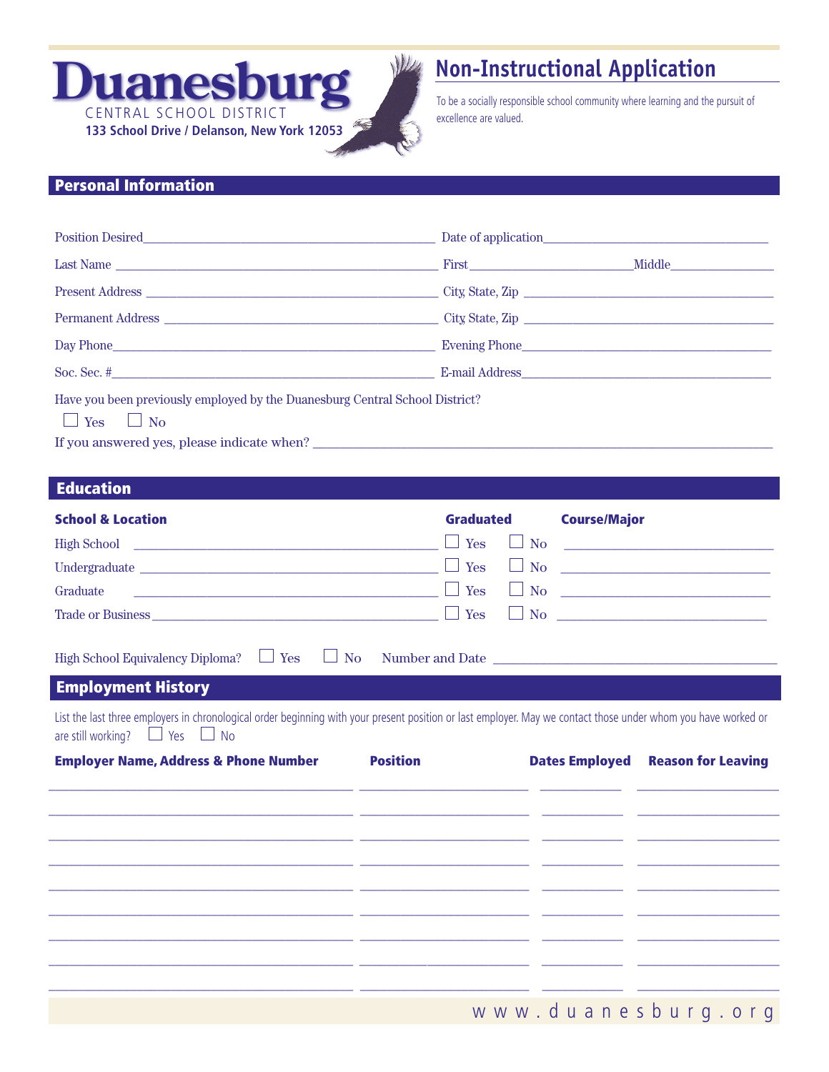# Duanesburg

CENTRAL SCHOOL DISTRICT

133 School Drive / Delanson, New York 12053

## Non-Instructional Application

To be a socially responsible school community where learning and the pursuit of excellence are valued.

## Personal Information

Position Desired________________________________ Date of application________________________________

Last Name ________________________________ First________________________Middle________________

Present Address ________________________________ City, State, Zip ________________________________

Permanent Address ________________________________ City, State, Zip ________________________________

Day Phone________________________________ Evening Phone________________________________

Soc. Sec. #________________________________ E-mail Address________________________________

Have you been previously employed by the Duanesburg Central School District?

☐ Yes ☐ No

If you answered yes, please indicate when? ________________________________

## Education

| School & Location | Graduated | | Course/Major |
|---|---|---|---|
| High School ____________________ | ☐ Yes | ☐ No | ____________________ |
| Undergraduate ____________________ | ☐ Yes | ☐ No | ____________________ |
| Graduate ____________________ | ☐ Yes | ☐ No | ____________________ |
| Trade or Business ____________________ | ☐ Yes | ☐ No | ____________________ |

High School Equivalency Diploma? ☐ Yes ☐ No Number and Date ________________________________

## Employment History

List the last three employers in chronological order beginning with your present position or last employer. May we contact those under whom you have worked or are still working? ☐ Yes ☐ No

| Employer Name, Address & Phone Number | Position | Dates Employed | Reason for Leaving |
|---|---|---|---|
| | | | |
| | | | |
| | | | |
| | | | |
| | | | |
| | | | |
| | | | |
| | | | |
| | | | |

www.duanesburg.org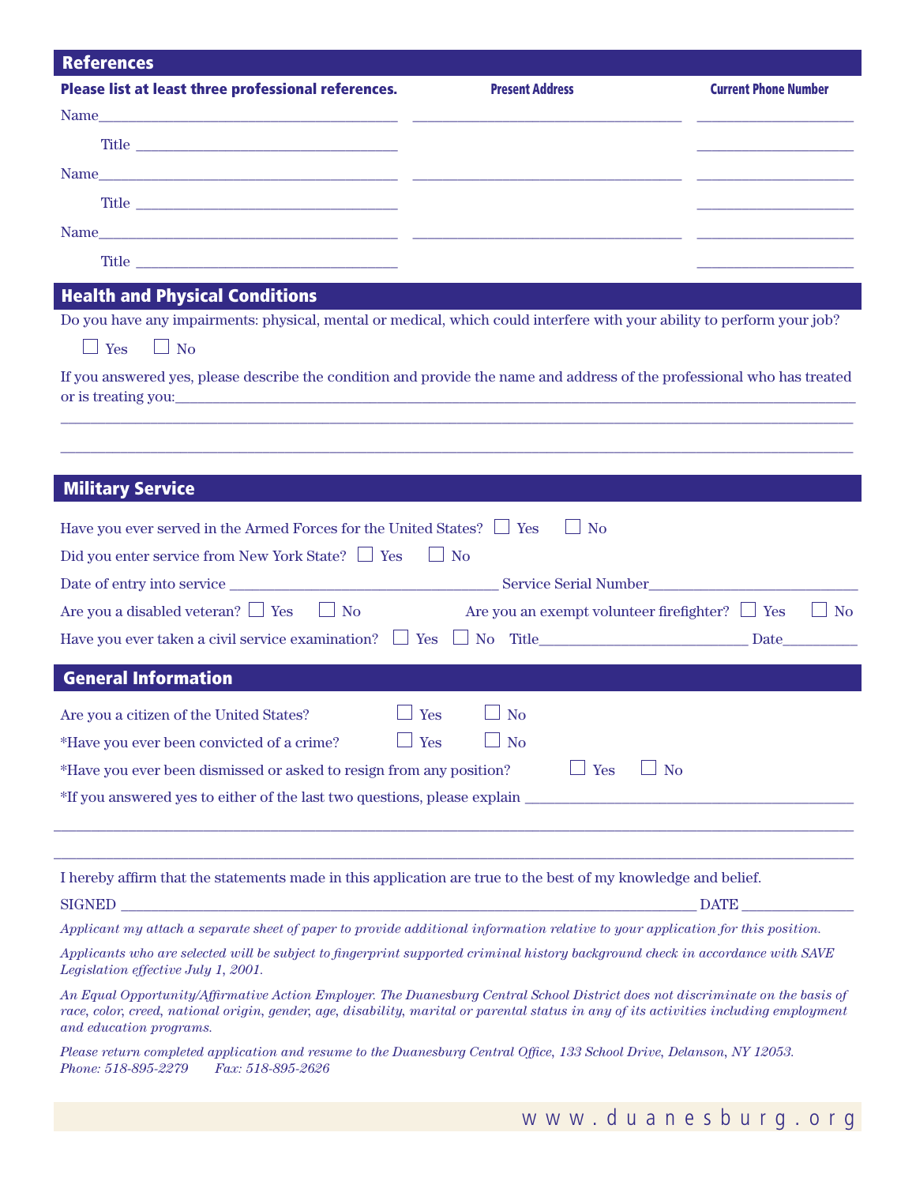## References

| Please list at least three professional references. | Present Address | Current Phone Number |
| --- | --- | --- |
| Name_______________ | _______________ | _______________ |
| Title _______________ | | _______________ |
| Name_______________ | _______________ | _______________ |
| Title _______________ | | _______________ |
| Name_______________ | _______________ | _______________ |
| Title _______________ | | _______________ |

## Health and Physical Conditions

Do you have any impairments: physical, mental or medical, which could interfere with your ability to perform your job?

☐ Yes ☐ No

If you answered yes, please describe the condition and provide the name and address of the professional who has treated or is treating you:_______________________________________________

_______________________________________________

_______________________________________________

## Military Service

Have you ever served in the Armed Forces for the United States? ☐ Yes ☐ No

Did you enter service from New York State? ☐ Yes ☐ No

Date of entry into service _______________ Service Serial Number_______________

Are you a disabled veteran? ☐ Yes ☐ No Are you an exempt volunteer firefighter? ☐ Yes ☐ No

Have you ever taken a civil service examination? ☐ Yes ☐ No Title_______________ Date__________

## General Information

Are you a citizen of the United States? ☐ Yes ☐ No

*Have you ever been convicted of a crime? ☐ Yes ☐ No

*Have you ever been dismissed or asked to resign from any position? ☐ Yes ☐ No

*If you answered yes to either of the last two questions, please explain _______________________________________________

_______________________________________________

_______________________________________________

I hereby affirm that the statements made in this application are true to the best of my knowledge and belief.

SIGNED _______________________________________________ DATE _______________

*Applicant my attach a separate sheet of paper to provide additional information relative to your application for this position.*

*Applicants who are selected will be subject to fingerprint supported criminal history background check in accordance with SAVE Legislation effective July 1, 2001.*

*An Equal Opportunity/Affirmative Action Employer. The Duanesburg Central School District does not discriminate on the basis of race, color, creed, national origin, gender, age, disability, marital or parental status in any of its activities including employment and education programs.*

*Please return completed application and resume to the Duanesburg Central Office, 133 School Drive, Delanson, NY 12053. Phone: 518-895-2279 Fax: 518-895-2626*

www.duanesburg.org